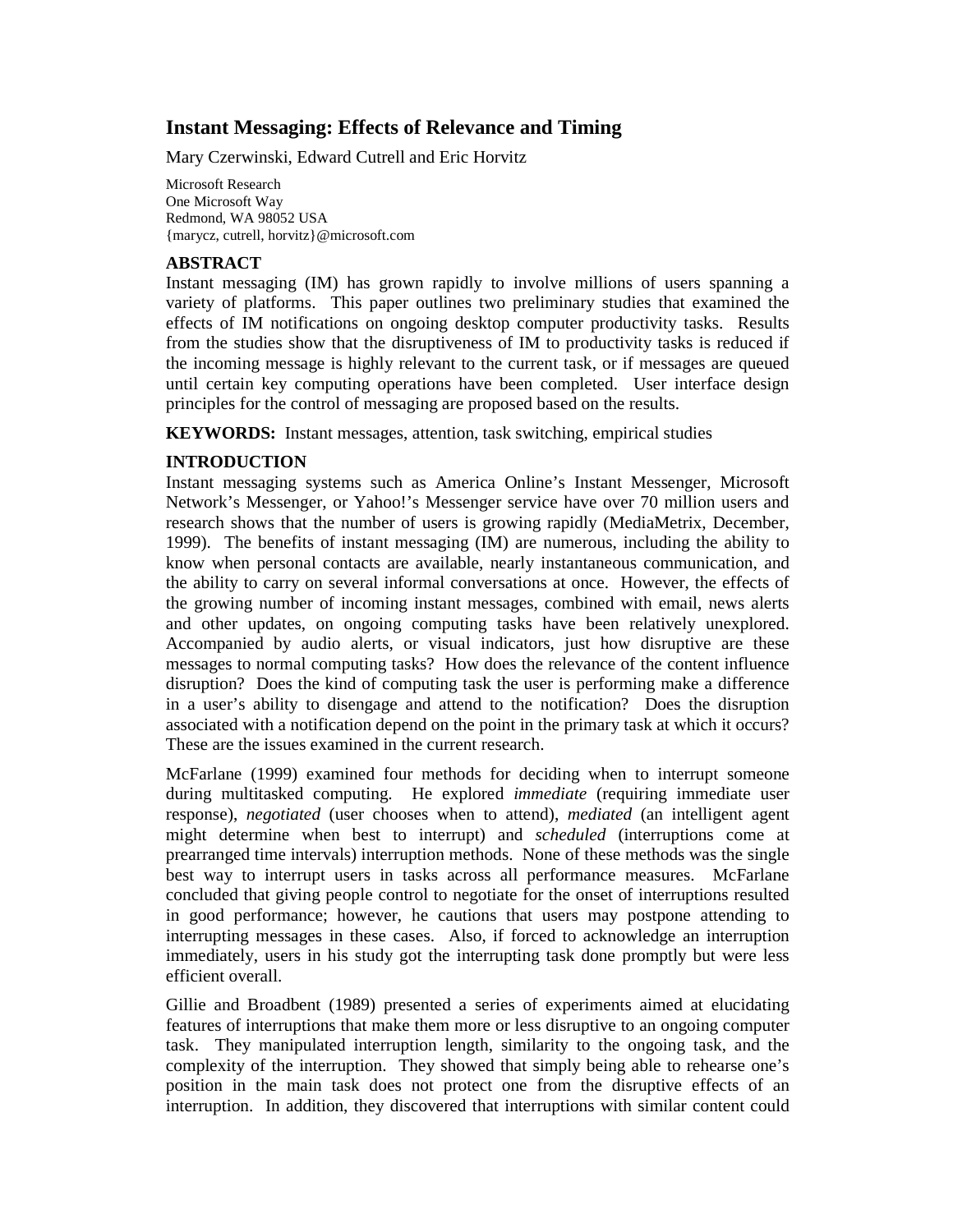# Instant Messaging: Effects of Relevance and Timing

Mary Czerwinski, Edward Cutrell and Eric Horvitz

Microsoft Research
One Microsoft Way
Redmond, WA 98052 USA
{marycz, cutrell, horvitz}@microsoft.com

## ABSTRACT

Instant messaging (IM) has grown rapidly to involve millions of users spanning a variety of platforms. This paper outlines two preliminary studies that examined the effects of IM notifications on ongoing desktop computer productivity tasks. Results from the studies show that the disruptiveness of IM to productivity tasks is reduced if the incoming message is highly relevant to the current task, or if messages are queued until certain key computing operations have been completed. User interface design principles for the control of messaging are proposed based on the results.

**KEYWORDS:** Instant messages, attention, task switching, empirical studies

## INTRODUCTION

Instant messaging systems such as America Online's Instant Messenger, Microsoft Network's Messenger, or Yahoo!'s Messenger service have over 70 million users and research shows that the number of users is growing rapidly (MediaMetrix, December, 1999). The benefits of instant messaging (IM) are numerous, including the ability to know when personal contacts are available, nearly instantaneous communication, and the ability to carry on several informal conversations at once. However, the effects of the growing number of incoming instant messages, combined with email, news alerts and other updates, on ongoing computing tasks have been relatively unexplored. Accompanied by audio alerts, or visual indicators, just how disruptive are these messages to normal computing tasks? How does the relevance of the content influence disruption? Does the kind of computing task the user is performing make a difference in a user's ability to disengage and attend to the notification? Does the disruption associated with a notification depend on the point in the primary task at which it occurs? These are the issues examined in the current research.

McFarlane (1999) examined four methods for deciding when to interrupt someone during multitasked computing. He explored *immediate* (requiring immediate user response), *negotiated* (user chooses when to attend), *mediated* (an intelligent agent might determine when best to interrupt) and *scheduled* (interruptions come at prearranged time intervals) interruption methods. None of these methods was the single best way to interrupt users in tasks across all performance measures. McFarlane concluded that giving people control to negotiate for the onset of interruptions resulted in good performance; however, he cautions that users may postpone attending to interrupting messages in these cases. Also, if forced to acknowledge an interruption immediately, users in his study got the interrupting task done promptly but were less efficient overall.

Gillie and Broadbent (1989) presented a series of experiments aimed at elucidating features of interruptions that make them more or less disruptive to an ongoing computer task. They manipulated interruption length, similarity to the ongoing task, and the complexity of the interruption. They showed that simply being able to rehearse one's position in the main task does not protect one from the disruptive effects of an interruption. In addition, they discovered that interruptions with similar content could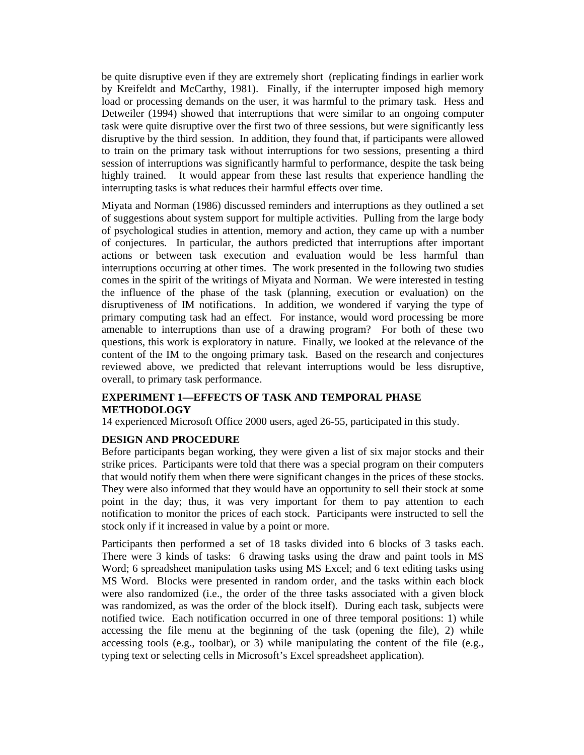be quite disruptive even if they are extremely short (replicating findings in earlier work by Kreifeldt and McCarthy, 1981). Finally, if the interrupter imposed high memory load or processing demands on the user, it was harmful to the primary task. Hess and Detweiler (1994) showed that interruptions that were similar to an ongoing computer task were quite disruptive over the first two of three sessions, but were significantly less disruptive by the third session. In addition, they found that, if participants were allowed to train on the primary task without interruptions for two sessions, presenting a third session of interruptions was significantly harmful to performance, despite the task being highly trained. It would appear from these last results that experience handling the interrupting tasks is what reduces their harmful effects over time.

Miyata and Norman (1986) discussed reminders and interruptions as they outlined a set of suggestions about system support for multiple activities. Pulling from the large body of psychological studies in attention, memory and action, they came up with a number of conjectures. In particular, the authors predicted that interruptions after important actions or between task execution and evaluation would be less harmful than interruptions occurring at other times. The work presented in the following two studies comes in the spirit of the writings of Miyata and Norman. We were interested in testing the influence of the phase of the task (planning, execution or evaluation) on the disruptiveness of IM notifications. In addition, we wondered if varying the type of primary computing task had an effect. For instance, would word processing be more amenable to interruptions than use of a drawing program? For both of these two questions, this work is exploratory in nature. Finally, we looked at the relevance of the content of the IM to the ongoing primary task. Based on the research and conjectures reviewed above, we predicted that relevant interruptions would be less disruptive, overall, to primary task performance.

## EXPERIMENT 1—EFFECTS OF TASK AND TEMPORAL PHASE

### METHODOLOGY

14 experienced Microsoft Office 2000 users, aged 26-55, participated in this study.

### DESIGN AND PROCEDURE

Before participants began working, they were given a list of six major stocks and their strike prices. Participants were told that there was a special program on their computers that would notify them when there were significant changes in the prices of these stocks. They were also informed that they would have an opportunity to sell their stock at some point in the day; thus, it was very important for them to pay attention to each notification to monitor the prices of each stock. Participants were instructed to sell the stock only if it increased in value by a point or more.

Participants then performed a set of 18 tasks divided into 6 blocks of 3 tasks each. There were 3 kinds of tasks: 6 drawing tasks using the draw and paint tools in MS Word; 6 spreadsheet manipulation tasks using MS Excel; and 6 text editing tasks using MS Word. Blocks were presented in random order, and the tasks within each block were also randomized (i.e., the order of the three tasks associated with a given block was randomized, as was the order of the block itself). During each task, subjects were notified twice. Each notification occurred in one of three temporal positions: 1) while accessing the file menu at the beginning of the task (opening the file), 2) while accessing tools (e.g., toolbar), or 3) while manipulating the content of the file (e.g., typing text or selecting cells in Microsoft's Excel spreadsheet application).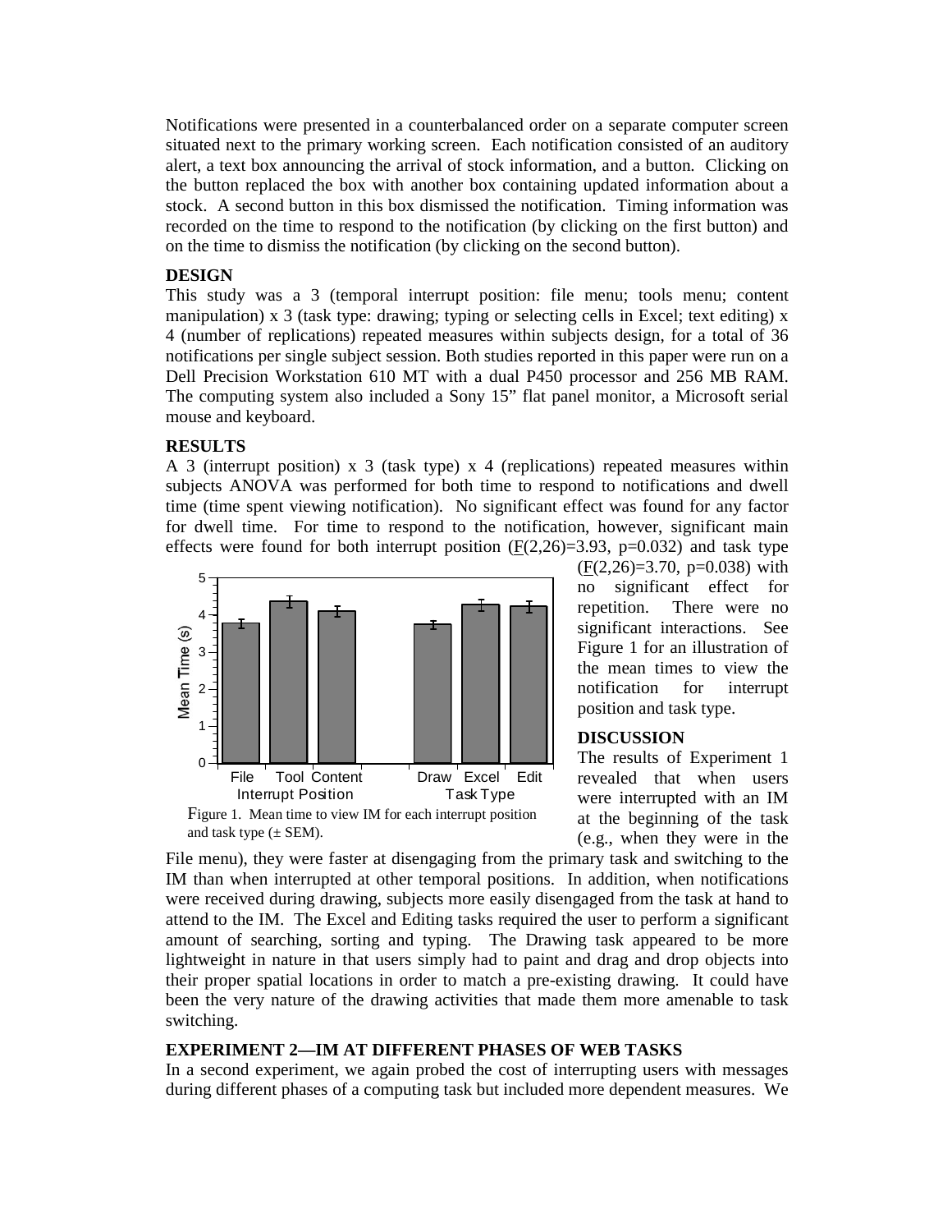Notifications were presented in a counterbalanced order on a separate computer screen situated next to the primary working screen. Each notification consisted of an auditory alert, a text box announcing the arrival of stock information, and a button. Clicking on the button replaced the box with another box containing updated information about a stock. A second button in this box dismissed the notification. Timing information was recorded on the time to respond to the notification (by clicking on the first button) and on the time to dismiss the notification (by clicking on the second button).

**DESIGN**

This study was a 3 (temporal interrupt position: file menu; tools menu; content manipulation) x 3 (task type: drawing; typing or selecting cells in Excel; text editing) x 4 (number of replications) repeated measures within subjects design, for a total of 36 notifications per single subject session. Both studies reported in this paper were run on a Dell Precision Workstation 610 MT with a dual P450 processor and 256 MB RAM. The computing system also included a Sony 15" flat panel monitor, a Microsoft serial mouse and keyboard.

**RESULTS**

A 3 (interrupt position) x 3 (task type) x 4 (replications) repeated measures within subjects ANOVA was performed for both time to respond to notifications and dwell time (time spent viewing notification). No significant effect was found for any factor for dwell time. For time to respond to the notification, however, significant main effects were found for both interrupt position ($F(2,26)=3.93$, $p=0.032$) and task type ($F(2,26)=3.70$, $p=0.038$) with no significant effect for repetition. There were no significant interactions. See Figure 1 for an illustration of the mean times to view the notification for interrupt position and task type.

Figure 1. Mean time to view IM for each interrupt position and task type (± SEM).

**DISCUSSION**

The results of Experiment 1 revealed that when users were interrupted with an IM at the beginning of the task (e.g., when they were in the File menu), they were faster at disengaging from the primary task and switching to the IM than when interrupted at other temporal positions. In addition, when notifications were received during drawing, subjects more easily disengaged from the task at hand to attend to the IM. The Excel and Editing tasks required the user to perform a significant amount of searching, sorting and typing. The Drawing task appeared to be more lightweight in nature in that users simply had to paint and drag and drop objects into their proper spatial locations in order to match a pre-existing drawing. It could have been the very nature of the drawing activities that made them more amenable to task switching.

**EXPERIMENT 2—IM AT DIFFERENT PHASES OF WEB TASKS**

In a second experiment, we again probed the cost of interrupting users with messages during different phases of a computing task but included more dependent measures. We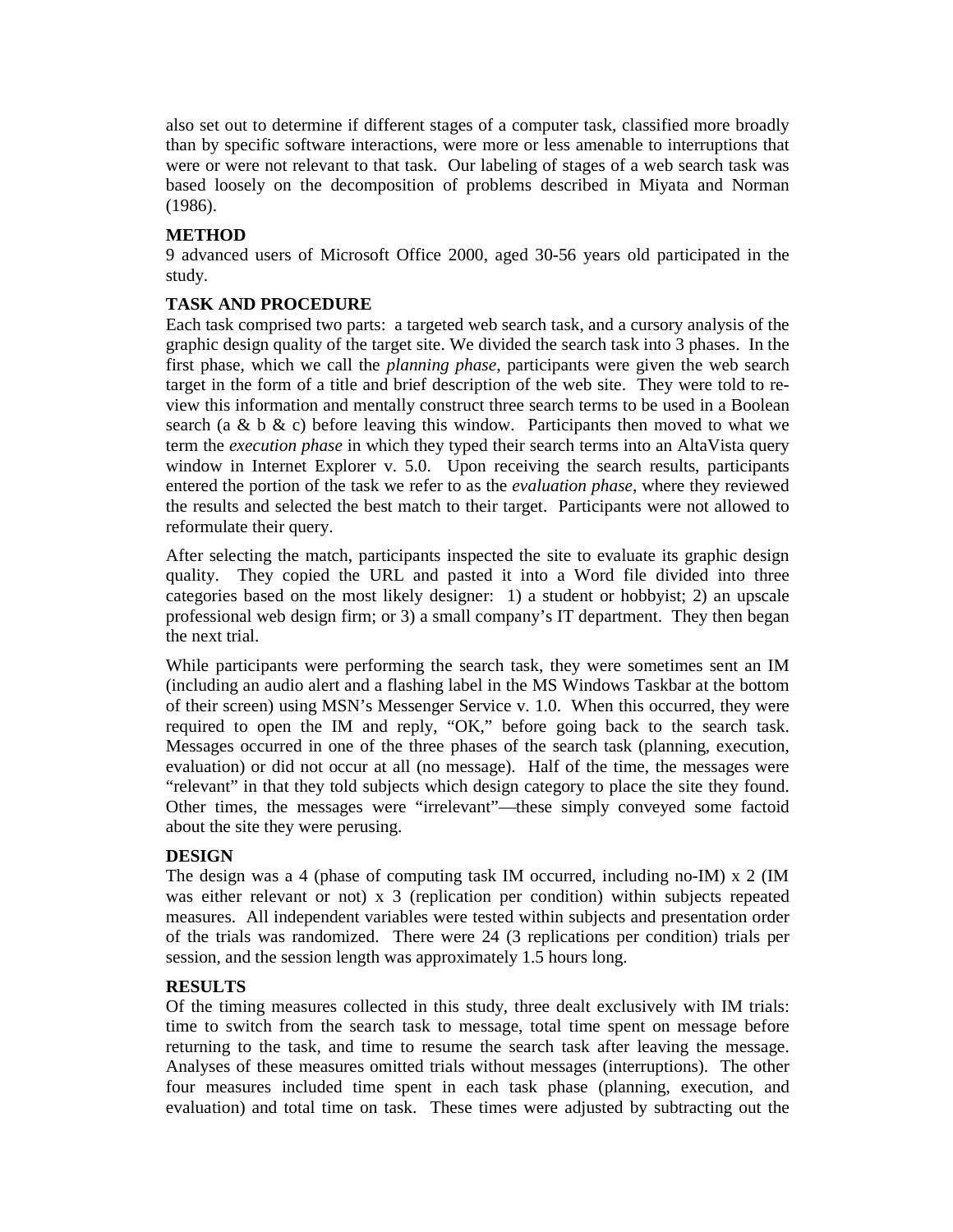also set out to determine if different stages of a computer task, classified more broadly than by specific software interactions, were more or less amenable to interruptions that were or were not relevant to that task. Our labeling of stages of a web search task was based loosely on the decomposition of problems described in Miyata and Norman (1986).

## METHOD

9 advanced users of Microsoft Office 2000, aged 30-56 years old participated in the study.

## TASK AND PROCEDURE

Each task comprised two parts: a targeted web search task, and a cursory analysis of the graphic design quality of the target site. We divided the search task into 3 phases. In the first phase, which we call the *planning phase*, participants were given the web search target in the form of a title and brief description of the web site. They were told to review this information and mentally construct three search terms to be used in a Boolean search (a & b & c) before leaving this window. Participants then moved to what we term the *execution phase* in which they typed their search terms into an AltaVista query window in Internet Explorer v. 5.0. Upon receiving the search results, participants entered the portion of the task we refer to as the *evaluation phase*, where they reviewed the results and selected the best match to their target. Participants were not allowed to reformulate their query.

After selecting the match, participants inspected the site to evaluate its graphic design quality. They copied the URL and pasted it into a Word file divided into three categories based on the most likely designer: 1) a student or hobbyist; 2) an upscale professional web design firm; or 3) a small company's IT department. They then began the next trial.

While participants were performing the search task, they were sometimes sent an IM (including an audio alert and a flashing label in the MS Windows Taskbar at the bottom of their screen) using MSN's Messenger Service v. 1.0. When this occurred, they were required to open the IM and reply, "OK," before going back to the search task. Messages occurred in one of the three phases of the search task (planning, execution, evaluation) or did not occur at all (no message). Half of the time, the messages were "relevant" in that they told subjects which design category to place the site they found. Other times, the messages were "irrelevant"—these simply conveyed some factoid about the site they were perusing.

## DESIGN

The design was a 4 (phase of computing task IM occurred, including no-IM) x 2 (IM was either relevant or not) x 3 (replication per condition) within subjects repeated measures. All independent variables were tested within subjects and presentation order of the trials was randomized. There were 24 (3 replications per condition) trials per session, and the session length was approximately 1.5 hours long.

## RESULTS

Of the timing measures collected in this study, three dealt exclusively with IM trials: time to switch from the search task to message, total time spent on message before returning to the task, and time to resume the search task after leaving the message. Analyses of these measures omitted trials without messages (interruptions). The other four measures included time spent in each task phase (planning, execution, and evaluation) and total time on task. These times were adjusted by subtracting out the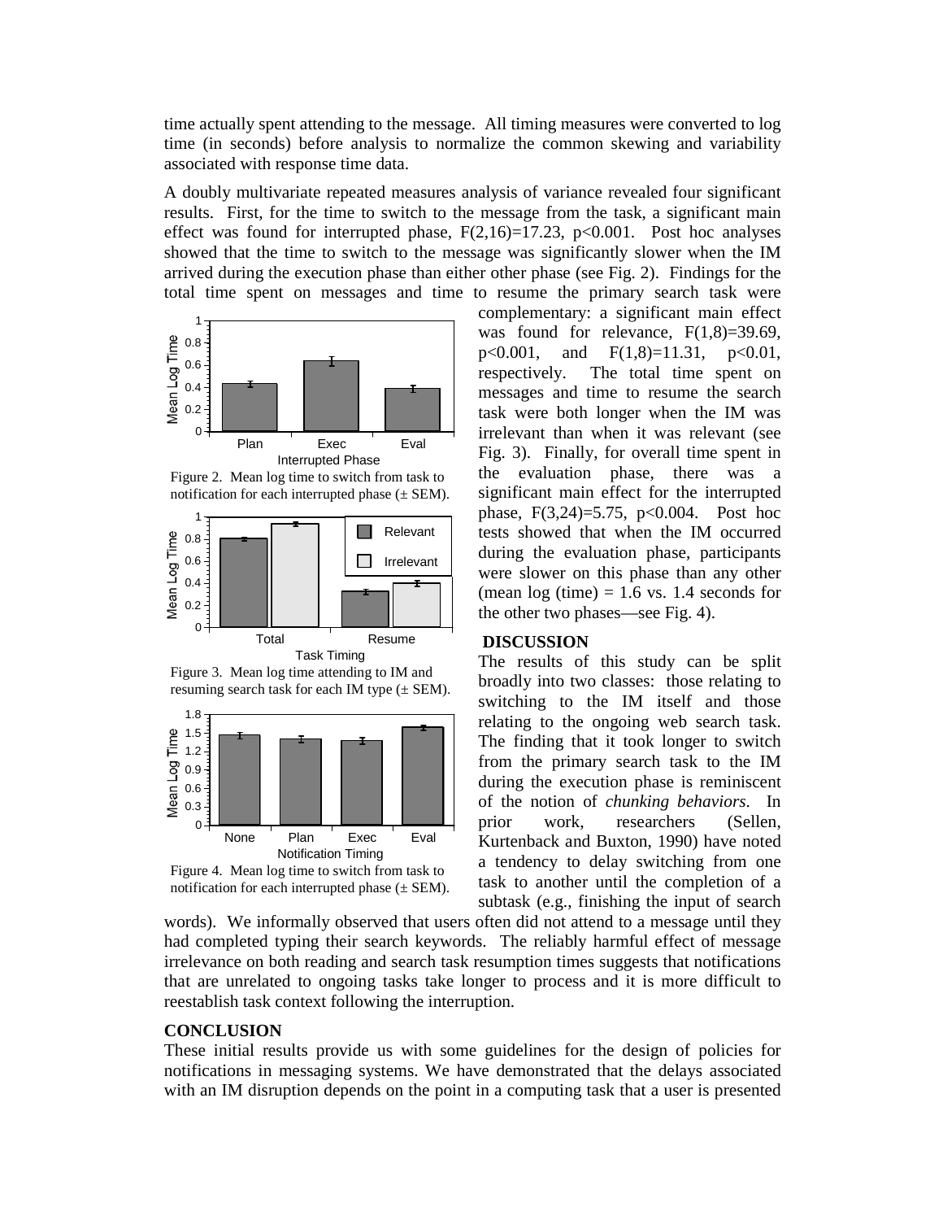time actually spent attending to the message. All timing measures were converted to log time (in seconds) before analysis to normalize the common skewing and variability associated with response time data.

A doubly multivariate repeated measures analysis of variance revealed four significant results. First, for the time to switch to the message from the task, a significant main effect was found for interrupted phase, $F(2,16)=17.23$, $p<0.001$. Post hoc analyses showed that the time to switch to the message was significantly slower when the IM arrived during the execution phase than either other phase (see Fig. 2). Findings for the total time spent on messages and time to resume the primary search task were complementary: a significant main effect was found for relevance, $F(1,8)=39.69$, $p<0.001$, and $F(1,8)=11.31$, $p<0.01$, respectively. The total time spent on messages and time to resume the search task were both longer when the IM was irrelevant than when it was relevant (see Fig. 3). Finally, for overall time spent in the evaluation phase, there was a significant main effect for the interrupted phase, $F(3,24)=5.75$, $p<0.004$. Post hoc tests showed that when the IM occurred during the evaluation phase, participants were slower on this phase than any other (mean log (time) = 1.6 vs. 1.4 seconds for the other two phases—see Fig. 4).

Figure 2. Mean log time to switch from task to notification for each interrupted phase (± SEM).

Figure 3. Mean log time attending to IM and resuming search task for each IM type (± SEM).

Figure 4. Mean log time to switch from task to notification for each interrupted phase (± SEM).

## DISCUSSION

The results of this study can be split broadly into two classes: those relating to switching to the IM itself and those relating to the ongoing web search task. The finding that it took longer to switch from the primary search task to the IM during the execution phase is reminiscent of the notion of *chunking behaviors*. In prior work, researchers (Sellen, Kurtenback and Buxton, 1990) have noted a tendency to delay switching from one task to another until the completion of a subtask (e.g., finishing the input of search words). We informally observed that users often did not attend to a message until they had completed typing their search keywords. The reliably harmful effect of message irrelevance on both reading and search task resumption times suggests that notifications that are unrelated to ongoing tasks take longer to process and it is more difficult to reestablish task context following the interruption.

## CONCLUSION

These initial results provide us with some guidelines for the design of policies for notifications in messaging systems. We have demonstrated that the delays associated with an IM disruption depends on the point in a computing task that a user is presented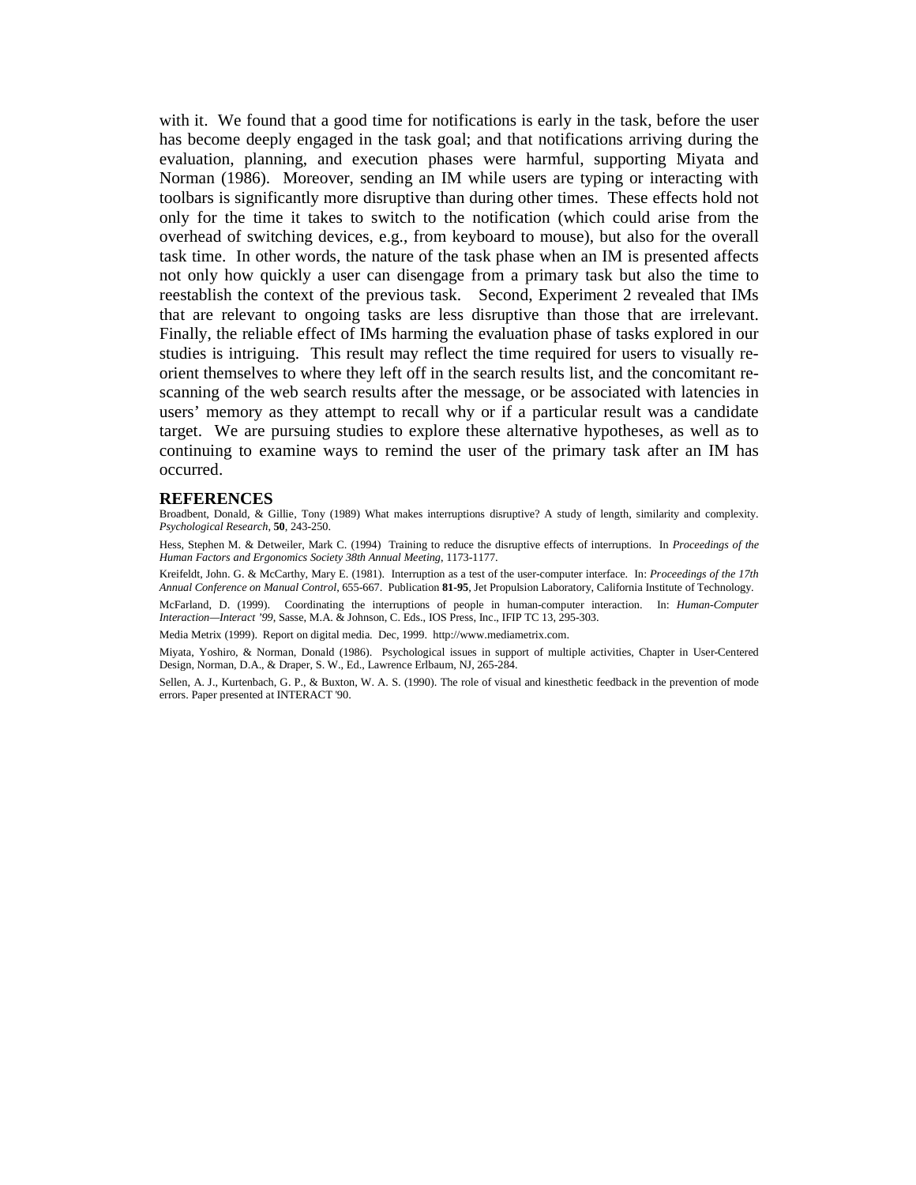with it. We found that a good time for notifications is early in the task, before the user has become deeply engaged in the task goal; and that notifications arriving during the evaluation, planning, and execution phases were harmful, supporting Miyata and Norman (1986). Moreover, sending an IM while users are typing or interacting with toolbars is significantly more disruptive than during other times. These effects hold not only for the time it takes to switch to the notification (which could arise from the overhead of switching devices, e.g., from keyboard to mouse), but also for the overall task time. In other words, the nature of the task phase when an IM is presented affects not only how quickly a user can disengage from a primary task but also the time to reestablish the context of the previous task. Second, Experiment 2 revealed that IMs that are relevant to ongoing tasks are less disruptive than those that are irrelevant. Finally, the reliable effect of IMs harming the evaluation phase of tasks explored in our studies is intriguing. This result may reflect the time required for users to visually re-orient themselves to where they left off in the search results list, and the concomitant re-scanning of the web search results after the message, or be associated with latencies in users' memory as they attempt to recall why or if a particular result was a candidate target. We are pursuing studies to explore these alternative hypotheses, as well as to continuing to examine ways to remind the user of the primary task after an IM has occurred.

## REFERENCES

Broadbent, Donald, & Gillie, Tony (1989) What makes interruptions disruptive? A study of length, similarity and complexity. *Psychological Research*, **50**, 243-250.

Hess, Stephen M. & Detweiler, Mark C. (1994) Training to reduce the disruptive effects of interruptions. In *Proceedings of the Human Factors and Ergonomics Society 38th Annual Meeting*, 1173-1177.

Kreifeldt, John. G. & McCarthy, Mary E. (1981). Interruption as a test of the user-computer interface. In: *Proceedings of the 17th Annual Conference on Manual Control*, 655-667. Publication **81-95**, Jet Propulsion Laboratory, California Institute of Technology.

McFarland, D. (1999). Coordinating the interruptions of people in human-computer interaction. In: *Human-Computer Interaction—Interact '99*, Sasse, M.A. & Johnson, C. Eds., IOS Press, Inc., IFIP TC 13, 295-303.

Media Metrix (1999). Report on digital media. Dec, 1999. http://www.mediametrix.com.

Miyata, Yoshiro, & Norman, Donald (1986). Psychological issues in support of multiple activities, Chapter in User-Centered Design, Norman, D.A., & Draper, S. W., Ed., Lawrence Erlbaum, NJ, 265-284.

Sellen, A. J., Kurtenbach, G. P., & Buxton, W. A. S. (1990). The role of visual and kinesthetic feedback in the prevention of mode errors. Paper presented at INTERACT '90.